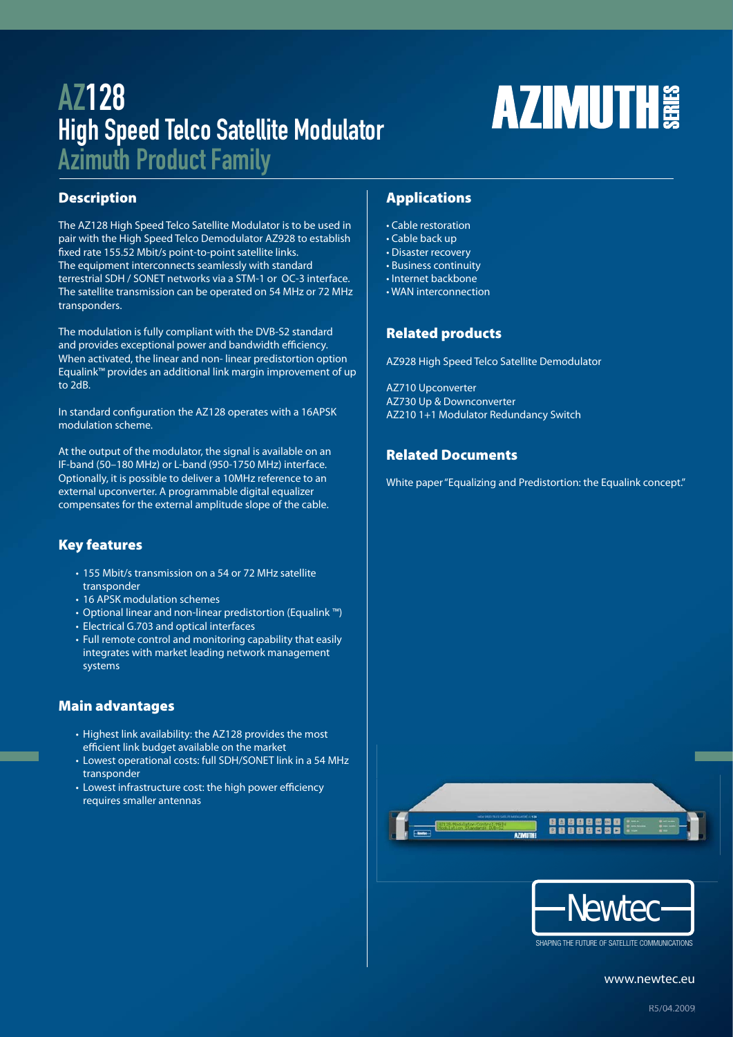# AZ128
# High Speed Telco Satellite Modulator
## Azimuth Product Family

AZIMUTH SERIES

## Description

The AZ128 High Speed Telco Satellite Modulator is to be used in pair with the High Speed Telco Demodulator AZ928 to establish fixed rate 155.52 Mbit/s point-to-point satellite links.
The equipment interconnects seamlessly with standard terrestrial SDH / SONET networks via a STM-1 or OC-3 interface.
The satellite transmission can be operated on 54 MHz or 72 MHz transponders.

The modulation is fully compliant with the DVB-S2 standard and provides exceptional power and bandwidth efficiency. When activated, the linear and non- linear predistortion option Equalink™ provides an additional link margin improvement of up to 2dB.

In standard configuration the AZ128 operates with a 16APSK modulation scheme.

At the output of the modulator, the signal is available on an IF-band (50–180 MHz) or L-band (950-1750 MHz) interface. Optionally, it is possible to deliver a 10MHz reference to an external upconverter. A programmable digital equalizer compensates for the external amplitude slope of the cable.

## Key features

- 155 Mbit/s transmission on a 54 or 72 MHz satellite transponder
- 16 APSK modulation schemes
- Optional linear and non-linear predistortion (Equalink ™)
- Electrical G.703 and optical interfaces
- Full remote control and monitoring capability that easily integrates with market leading network management systems

## Main advantages

- Highest link availability: the AZ128 provides the most efficient link budget available on the market
- Lowest operational costs: full SDH/SONET link in a 54 MHz transponder
- Lowest infrastructure cost: the high power efficiency requires smaller antennas

## Applications

- Cable restoration
- Cable back up
- Disaster recovery
- Business continuity
- Internet backbone
- WAN interconnection

## Related products

AZ928 High Speed Telco Satellite Demodulator

AZ710 Upconverter
AZ730 Up & Downconverter
AZ210 1+1 Modulator Redundancy Switch

## Related Documents

White paper "Equalizing and Predistortion: the Equalink concept."

Newtec
SHAPING THE FUTURE OF SATELLITE COMMUNICATIONS

www.newtec.eu

R5/04.2009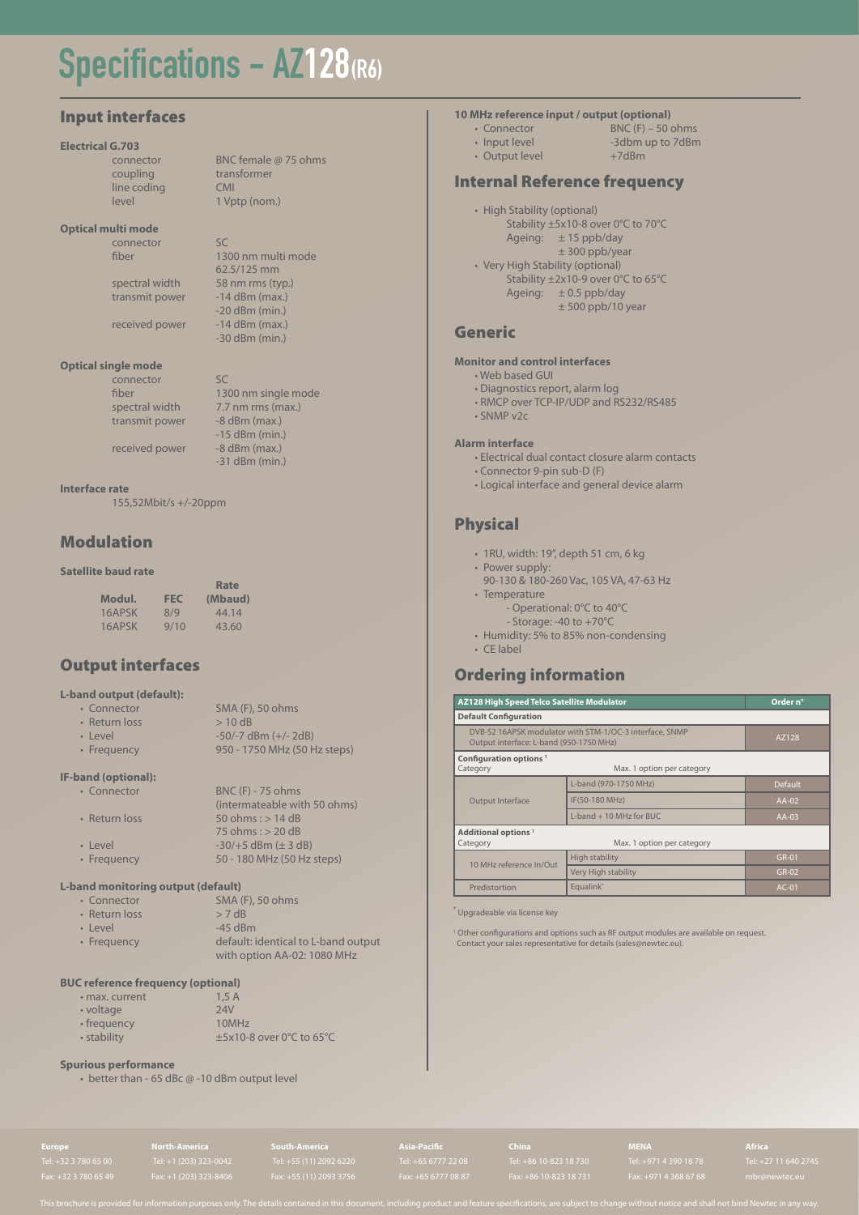# Specifications – AZ128(R6)

## Input interfaces

### Electrical G.703

| | |
|---|---|
| connector | BNC female @ 75 ohms |
| coupling | transformer |
| line coding | CMI |
| level | 1 Vptp (nom.) |

### Optical multi mode

| | |
|---|---|
| connector | SC |
| fiber | 1300 nm multi mode 62.5/125 mm |
| spectral width | 58 nm rms (typ.) |
| transmit power | -14 dBm (max.) -20 dBm (min.) |
| received power | -14 dBm (max.) -30 dBm (min.) |

### Optical single mode

| | |
|---|---|
| connector | SC |
| fiber | 1300 nm single mode |
| spectral width | 7.7 nm rms (max.) |
| transmit power | -8 dBm (max.) -15 dBm (min.) |
| received power | -8 dBm (max.) -31 dBm (min.) |

### Interface rate

155,52Mbit/s +/-20ppm

## Modulation

### Satellite baud rate

| Modul. | FEC | Rate (Mbaud) |
|---|---|---|
| 16APSK | 8/9 | 44.14 |
| 16APSK | 9/10 | 43.60 |

## Output interfaces

### L-band output (default):

- Connector: SMA (F), 50 ohms
- Return loss: > 10 dB
- Level: -50/-7 dBm (+/- 2dB)
- Frequency: 950 - 1750 MHz (50 Hz steps)

### IF-band (optional):

- Connector: BNC (F) - 75 ohms (intermateable with 50 ohms)
- Return loss: 50 ohms : > 14 dB; 75 ohms : > 20 dB
- Level: -30/+5 dBm (± 3 dB)
- Frequency: 50 - 180 MHz (50 Hz steps)

### L-band monitoring output (default)

- Connector: SMA (F), 50 ohms
- Return loss: > 7 dB
- Level: -45 dBm
- Frequency: default: identical to L-band output with option AA-02: 1080 MHz

### BUC reference frequency (optional)

- max. current: 1,5 A
- voltage: 24V
- frequency: 10MHz
- stability: ±5x10-8 over 0°C to 65°C

### Spurious performance

- better than - 65 dBc @ -10 dBm output level

### 10 MHz reference input / output (optional)

- Connector: BNC (F) – 50 ohms
- Input level: -3dbm up to 7dBm
- Output level: +7dBm

## Internal Reference frequency

- High Stability (optional)
  - Stability ±5x10-8 over 0°C to 70°C
  - Ageing: ± 15 ppb/day; ± 300 ppb/year
- Very High Stability (optional)
  - Stability ±2x10-9 over 0°C to 65°C
  - Ageing: ± 0.5 ppb/day; ± 500 ppb/10 year

## Generic

### Monitor and control interfaces

- Web based GUI
- Diagnostics report, alarm log
- RMCP over TCP-IP/UDP and RS232/RS485
- SNMP v2c

### Alarm interface

- Electrical dual contact closure alarm contacts
- Connector 9-pin sub-D (F)
- Logical interface and general device alarm

## Physical

- 1RU, width: 19", depth 51 cm, 6 kg
- Power supply: 90-130 & 180-260 Vac, 105 VA, 47-63 Hz
- Temperature
  - Operational: 0°C to 40°C
  - Storage: -40 to +70°C
- Humidity: 5% to 85% non-condensing
- CE label

## Ordering information

| AZ128 High Speed Telco Satellite Modulator | | Order n° |
|---|---|---|
| **Default Configuration** | | |
| DVB-S2 16APSK modulator with STM-1/OC-3 interface, SNMP Output interface: L-band (950-1750 MHz) | | AZ128 |
| **Configuration options** [1] Category | Max. 1 option per category | |
| Output Interface | L-band (970-1750 MHz) | Default |
| | IF(50-180 MHz) | AA-02 |
| | L-band + 10 MHz for BUC | AA-03 |
| **Additional options** [1] Category | Max. 1 option per category | |
| 10 MHz reference In/Out | High stability | GR-01 |
| | Very High stability | GR-02 |
| Predistortion | Equalink* | AC-01 |

\* Upgradeable via license key

[1] Other configurations and options such as RF output modules are available on request. Contact your sales representative for details (sales@newtec.eu).

| Europe | North-America | South-America | Asia-Pacific | China | MENA | Africa |
|---|---|---|---|---|---|---|
| Tel: +32 3 780 65 00 | Tel: +1 (203) 323-0042 | Tel: +55 (11) 2092 6220 | Tel: +65 6777 22 08 | Tel: +86 10-823 18 730 | Tel: +971 4 390 18 78 | Tel: +27 11 640 2745 |
| Fax: +32 3 780 65 49 | Fax: +1 (203) 323-8406 | Fax: +55 (11) 2093 3756 | Fax: +65 6777 08 87 | Fax: +86 10-823 18 731 | Fax: +971 4 368 67 68 | mbr@newtec.eu |

This brochure is provided for information purposes only. The details contained in this document, including product and feature specifications, are subject to change without notice and shall not bind Newtec in any way.